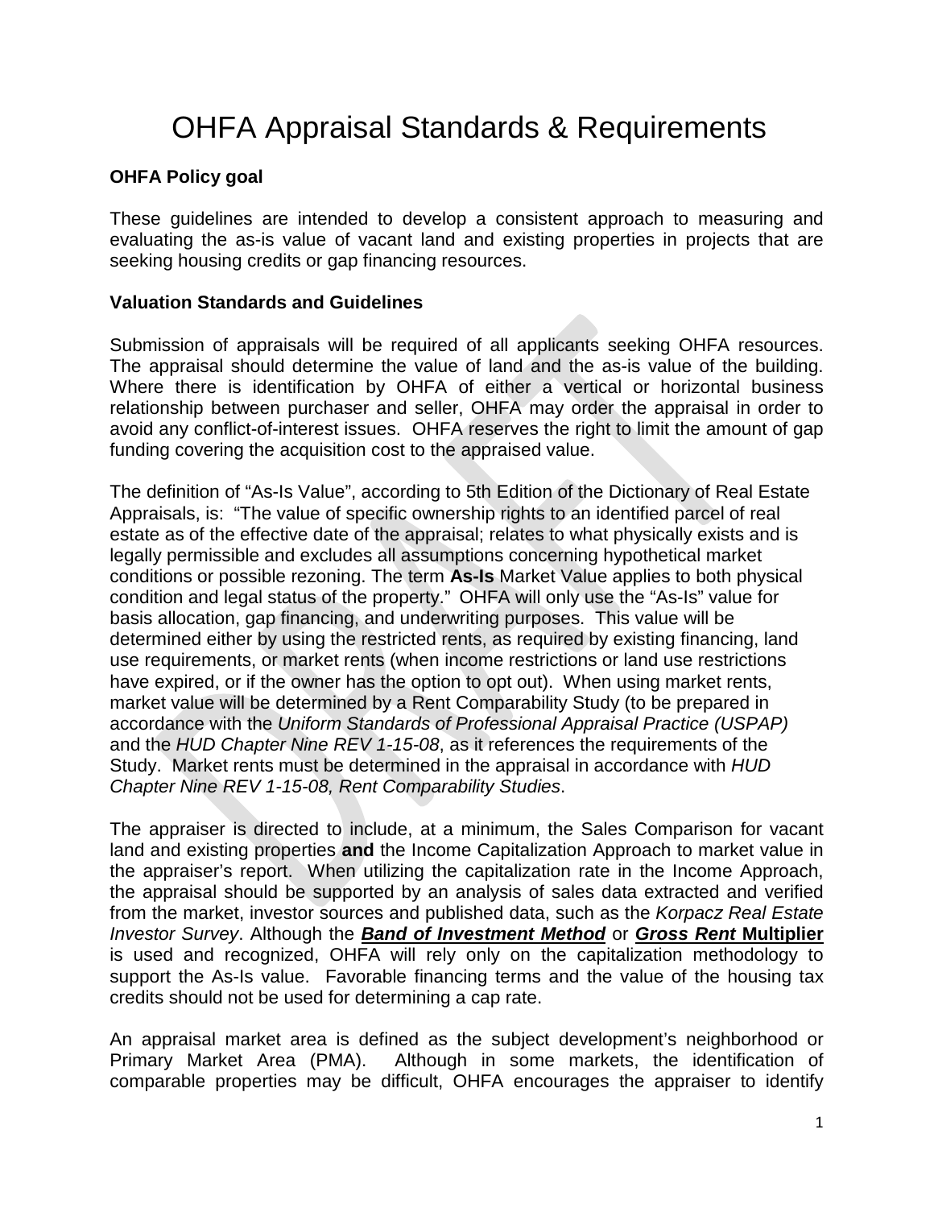# OHFA Appraisal Standards & Requirements

**OHFA Policy goal**

These guidelines are intended to develop a consistent approach to measuring and evaluating the as-is value of vacant land and existing properties in projects that are seeking housing credits or gap financing resources.

**Valuation Standards and Guidelines**

Submission of appraisals will be required of all applicants seeking OHFA resources. The appraisal should determine the value of land and the as-is value of the building. Where there is identification by OHFA of either a vertical or horizontal business relationship between purchaser and seller, OHFA may order the appraisal in order to avoid any conflict-of-interest issues. OHFA reserves the right to limit the amount of gap funding covering the acquisition cost to the appraised value.

The definition of "As-Is Value", according to 5th Edition of the Dictionary of Real Estate Appraisals, is: "The value of specific ownership rights to an identified parcel of real estate as of the effective date of the appraisal; relates to what physically exists and is legally permissible and excludes all assumptions concerning hypothetical market conditions or possible rezoning. The term **As-Is** Market Value applies to both physical condition and legal status of the property." OHFA will only use the "As-Is" value for basis allocation, gap financing, and underwriting purposes. This value will be determined either by using the restricted rents, as required by existing financing, land use requirements, or market rents (when income restrictions or land use restrictions have expired, or if the owner has the option to opt out). When using market rents, market value will be determined by a Rent Comparability Study (to be prepared in accordance with the *Uniform Standards of Professional Appraisal Practice (USPAP)* and the *HUD Chapter Nine REV 1-15-08*, as it references the requirements of the Study. Market rents must be determined in the appraisal in accordance with *HUD Chapter Nine REV 1-15-08, Rent Comparability Studies*.

The appraiser is directed to include, at a minimum, the Sales Comparison for vacant land and existing properties **and** the Income Capitalization Approach to market value in the appraiser's report. When utilizing the capitalization rate in the Income Approach, the appraisal should be supported by an analysis of sales data extracted and verified from the market, investor sources and published data, such as the *Korpacz Real Estate Investor Survey*. Although the ***Band of Investment Method*** or ***Gross Rent* Multiplier** is used and recognized, OHFA will rely only on the capitalization methodology to support the As-Is value. Favorable financing terms and the value of the housing tax credits should not be used for determining a cap rate.

An appraisal market area is defined as the subject development's neighborhood or Primary Market Area (PMA). Although in some markets, the identification of comparable properties may be difficult, OHFA encourages the appraiser to identify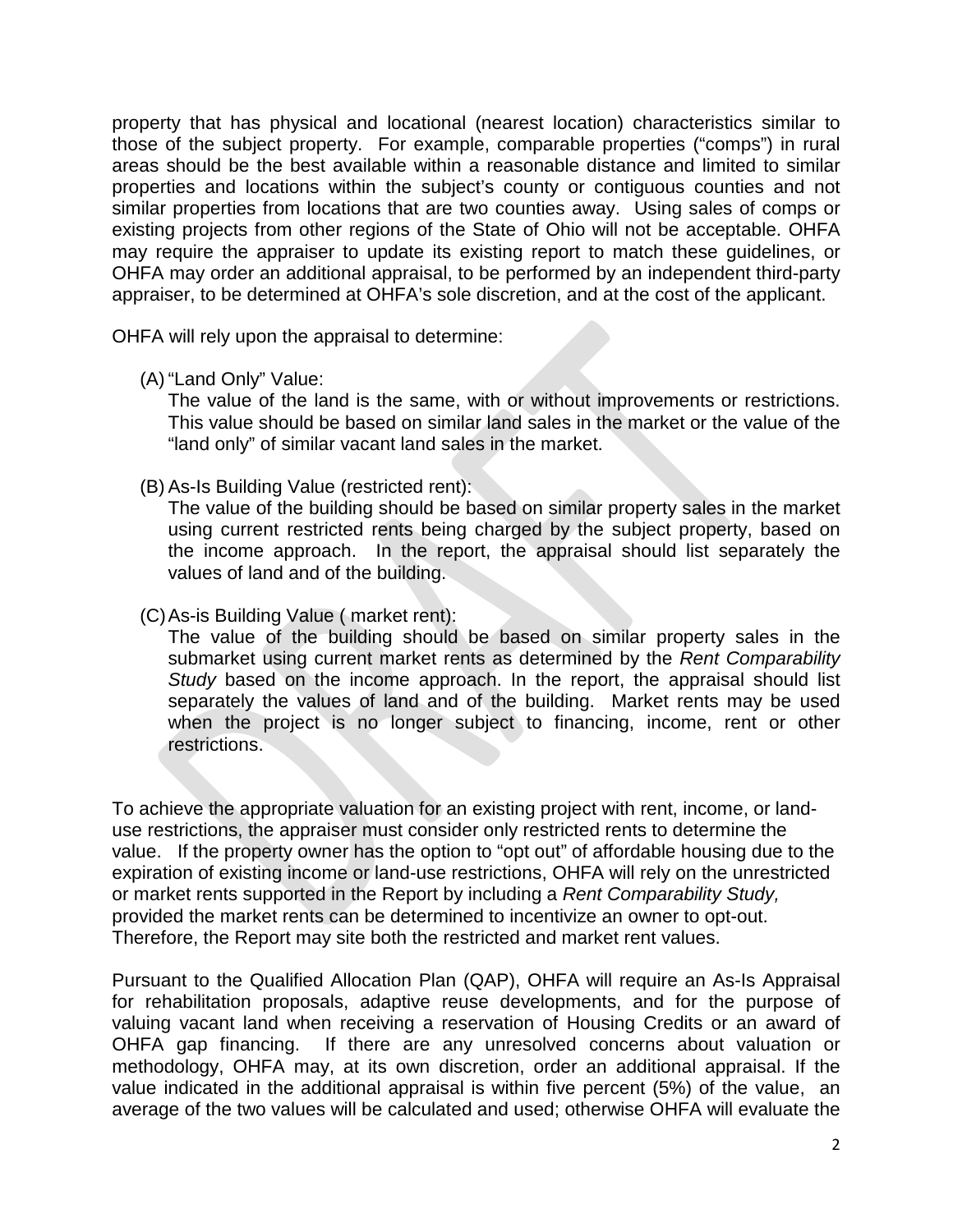property that has physical and locational (nearest location) characteristics similar to those of the subject property. For example, comparable properties ("comps") in rural areas should be the best available within a reasonable distance and limited to similar properties and locations within the subject's county or contiguous counties and not similar properties from locations that are two counties away. Using sales of comps or existing projects from other regions of the State of Ohio will not be acceptable. OHFA may require the appraiser to update its existing report to match these guidelines, or OHFA may order an additional appraisal, to be performed by an independent third-party appraiser, to be determined at OHFA's sole discretion, and at the cost of the applicant.

OHFA will rely upon the appraisal to determine:

(A) "Land Only" Value:
The value of the land is the same, with or without improvements or restrictions. This value should be based on similar land sales in the market or the value of the "land only" of similar vacant land sales in the market.

(B) As-Is Building Value (restricted rent):
The value of the building should be based on similar property sales in the market using current restricted rents being charged by the subject property, based on the income approach. In the report, the appraisal should list separately the values of land and of the building.

(C) As-is Building Value ( market rent):
The value of the building should be based on similar property sales in the submarket using current market rents as determined by the *Rent Comparability Study* based on the income approach. In the report, the appraisal should list separately the values of land and of the building. Market rents may be used when the project is no longer subject to financing, income, rent or other restrictions.

To achieve the appropriate valuation for an existing project with rent, income, or land-use restrictions, the appraiser must consider only restricted rents to determine the value. If the property owner has the option to "opt out" of affordable housing due to the expiration of existing income or land-use restrictions, OHFA will rely on the unrestricted or market rents supported in the Report by including a *Rent Comparability Study,* provided the market rents can be determined to incentivize an owner to opt-out. Therefore, the Report may site both the restricted and market rent values.

Pursuant to the Qualified Allocation Plan (QAP), OHFA will require an As-Is Appraisal for rehabilitation proposals, adaptive reuse developments, and for the purpose of valuing vacant land when receiving a reservation of Housing Credits or an award of OHFA gap financing. If there are any unresolved concerns about valuation or methodology, OHFA may, at its own discretion, order an additional appraisal. If the value indicated in the additional appraisal is within five percent (5%) of the value, an average of the two values will be calculated and used; otherwise OHFA will evaluate the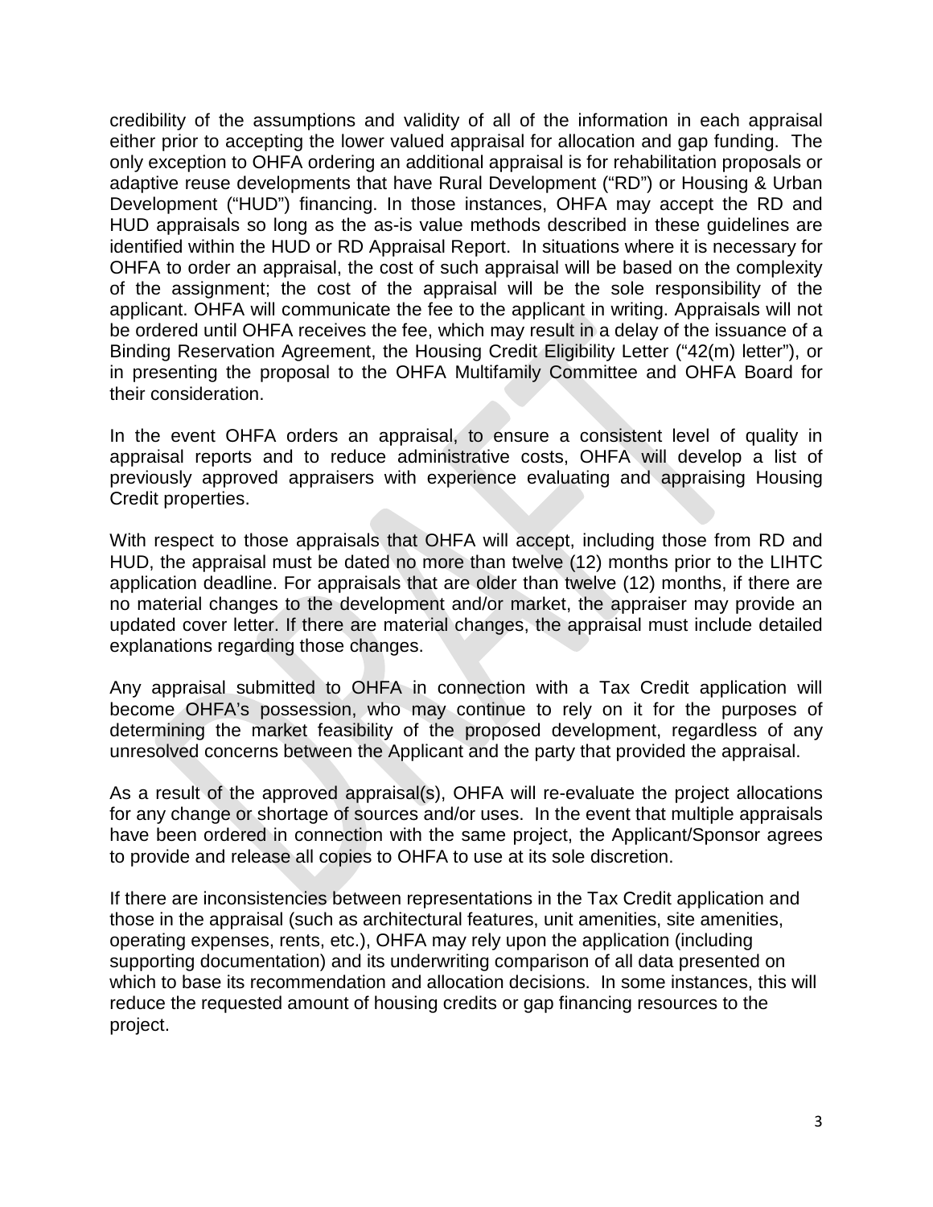credibility of the assumptions and validity of all of the information in each appraisal either prior to accepting the lower valued appraisal for allocation and gap funding. The only exception to OHFA ordering an additional appraisal is for rehabilitation proposals or adaptive reuse developments that have Rural Development ("RD") or Housing & Urban Development ("HUD") financing. In those instances, OHFA may accept the RD and HUD appraisals so long as the as-is value methods described in these guidelines are identified within the HUD or RD Appraisal Report. In situations where it is necessary for OHFA to order an appraisal, the cost of such appraisal will be based on the complexity of the assignment; the cost of the appraisal will be the sole responsibility of the applicant. OHFA will communicate the fee to the applicant in writing. Appraisals will not be ordered until OHFA receives the fee, which may result in a delay of the issuance of a Binding Reservation Agreement, the Housing Credit Eligibility Letter ("42(m) letter"), or in presenting the proposal to the OHFA Multifamily Committee and OHFA Board for their consideration.

In the event OHFA orders an appraisal, to ensure a consistent level of quality in appraisal reports and to reduce administrative costs, OHFA will develop a list of previously approved appraisers with experience evaluating and appraising Housing Credit properties.

With respect to those appraisals that OHFA will accept, including those from RD and HUD, the appraisal must be dated no more than twelve (12) months prior to the LIHTC application deadline. For appraisals that are older than twelve (12) months, if there are no material changes to the development and/or market, the appraiser may provide an updated cover letter. If there are material changes, the appraisal must include detailed explanations regarding those changes.

Any appraisal submitted to OHFA in connection with a Tax Credit application will become OHFA's possession, who may continue to rely on it for the purposes of determining the market feasibility of the proposed development, regardless of any unresolved concerns between the Applicant and the party that provided the appraisal.

As a result of the approved appraisal(s), OHFA will re-evaluate the project allocations for any change or shortage of sources and/or uses. In the event that multiple appraisals have been ordered in connection with the same project, the Applicant/Sponsor agrees to provide and release all copies to OHFA to use at its sole discretion.

If there are inconsistencies between representations in the Tax Credit application and those in the appraisal (such as architectural features, unit amenities, site amenities, operating expenses, rents, etc.), OHFA may rely upon the application (including supporting documentation) and its underwriting comparison of all data presented on which to base its recommendation and allocation decisions. In some instances, this will reduce the requested amount of housing credits or gap financing resources to the project.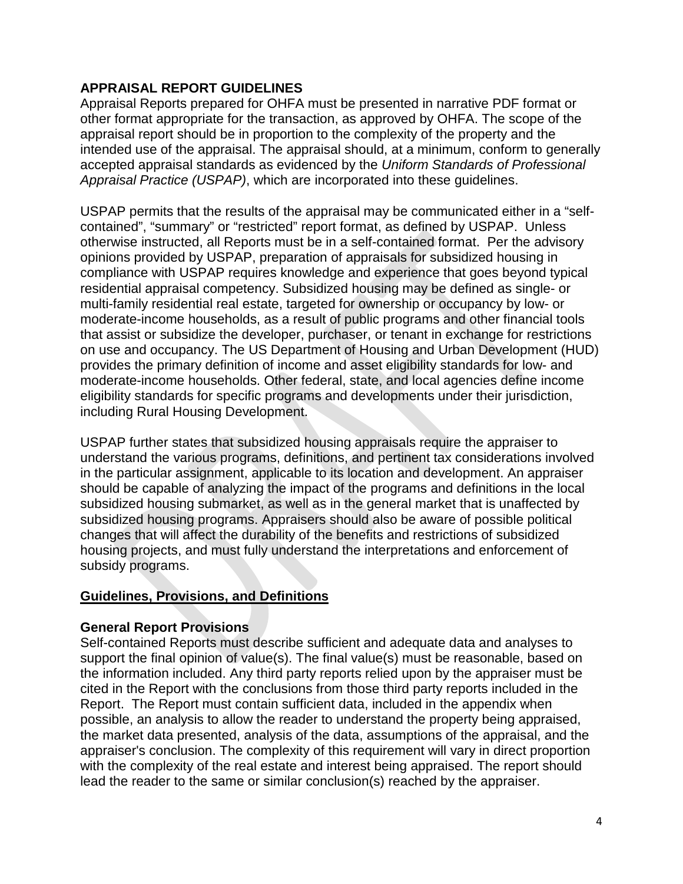## APPRAISAL REPORT GUIDELINES

Appraisal Reports prepared for OHFA must be presented in narrative PDF format or other format appropriate for the transaction, as approved by OHFA. The scope of the appraisal report should be in proportion to the complexity of the property and the intended use of the appraisal. The appraisal should, at a minimum, conform to generally accepted appraisal standards as evidenced by the *Uniform Standards of Professional Appraisal Practice (USPAP)*, which are incorporated into these guidelines.

USPAP permits that the results of the appraisal may be communicated either in a "self-contained", "summary" or "restricted" report format, as defined by USPAP. Unless otherwise instructed, all Reports must be in a self-contained format. Per the advisory opinions provided by USPAP, preparation of appraisals for subsidized housing in compliance with USPAP requires knowledge and experience that goes beyond typical residential appraisal competency. Subsidized housing may be defined as single- or multi-family residential real estate, targeted for ownership or occupancy by low- or moderate-income households, as a result of public programs and other financial tools that assist or subsidize the developer, purchaser, or tenant in exchange for restrictions on use and occupancy. The US Department of Housing and Urban Development (HUD) provides the primary definition of income and asset eligibility standards for low- and moderate-income households. Other federal, state, and local agencies define income eligibility standards for specific programs and developments under their jurisdiction, including Rural Housing Development.

USPAP further states that subsidized housing appraisals require the appraiser to understand the various programs, definitions, and pertinent tax considerations involved in the particular assignment, applicable to its location and development. An appraiser should be capable of analyzing the impact of the programs and definitions in the local subsidized housing submarket, as well as in the general market that is unaffected by subsidized housing programs. Appraisers should also be aware of possible political changes that will affect the durability of the benefits and restrictions of subsidized housing projects, and must fully understand the interpretations and enforcement of subsidy programs.

### Guidelines, Provisions, and Definitions

#### General Report Provisions

Self-contained Reports must describe sufficient and adequate data and analyses to support the final opinion of value(s). The final value(s) must be reasonable, based on the information included. Any third party reports relied upon by the appraiser must be cited in the Report with the conclusions from those third party reports included in the Report. The Report must contain sufficient data, included in the appendix when possible, an analysis to allow the reader to understand the property being appraised, the market data presented, analysis of the data, assumptions of the appraisal, and the appraiser's conclusion. The complexity of this requirement will vary in direct proportion with the complexity of the real estate and interest being appraised. The report should lead the reader to the same or similar conclusion(s) reached by the appraiser.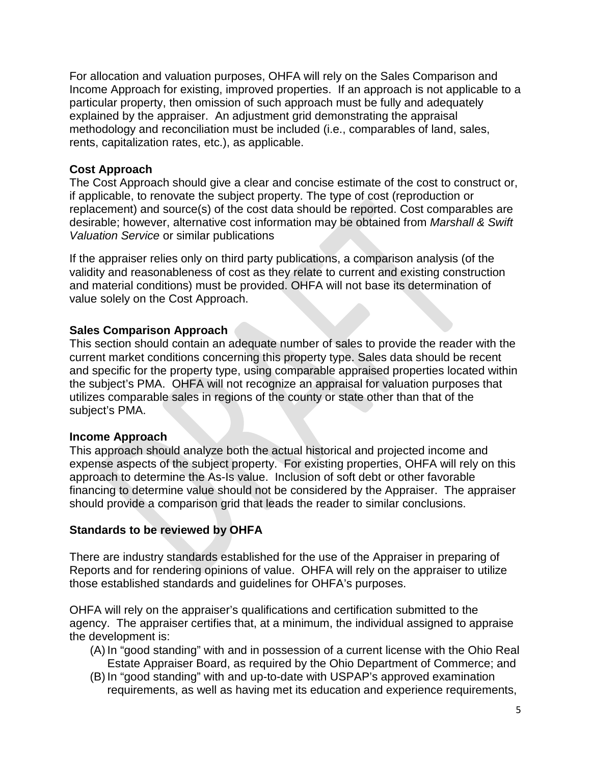For allocation and valuation purposes, OHFA will rely on the Sales Comparison and Income Approach for existing, improved properties.  If an approach is not applicable to a particular property, then omission of such approach must be fully and adequately explained by the appraiser.  An adjustment grid demonstrating the appraisal methodology and reconciliation must be included (i.e., comparables of land, sales, rents, capitalization rates, etc.), as applicable.

**Cost Approach**

The Cost Approach should give a clear and concise estimate of the cost to construct or, if applicable, to renovate the subject property. The type of cost (reproduction or replacement) and source(s) of the cost data should be reported. Cost comparables are desirable; however, alternative cost information may be obtained from *Marshall & Swift Valuation Service* or similar publications

If the appraiser relies only on third party publications, a comparison analysis (of the validity and reasonableness of cost as they relate to current and existing construction and material conditions) must be provided. OHFA will not base its determination of value solely on the Cost Approach.

**Sales Comparison Approach**

This section should contain an adequate number of sales to provide the reader with the current market conditions concerning this property type. Sales data should be recent and specific for the property type, using comparable appraised properties located within the subject's PMA.  OHFA will not recognize an appraisal for valuation purposes that utilizes comparable sales in regions of the county or state other than that of the subject's PMA.

**Income Approach**

This approach should analyze both the actual historical and projected income and expense aspects of the subject property.  For existing properties, OHFA will rely on this approach to determine the As-Is value.  Inclusion of soft debt or other favorable financing to determine value should not be considered by the Appraiser.  The appraiser should provide a comparison grid that leads the reader to similar conclusions.

**Standards to be reviewed by OHFA**

There are industry standards established for the use of the Appraiser in preparing of Reports and for rendering opinions of value.  OHFA will rely on the appraiser to utilize those established standards and guidelines for OHFA's purposes.

OHFA will rely on the appraiser's qualifications and certification submitted to the agency.  The appraiser certifies that, at a minimum, the individual assigned to appraise the development is:

(A) In "good standing" with and in possession of a current license with the Ohio Real Estate Appraiser Board, as required by the Ohio Department of Commerce; and

(B) In "good standing" with and up-to-date with USPAP's approved examination requirements, as well as having met its education and experience requirements,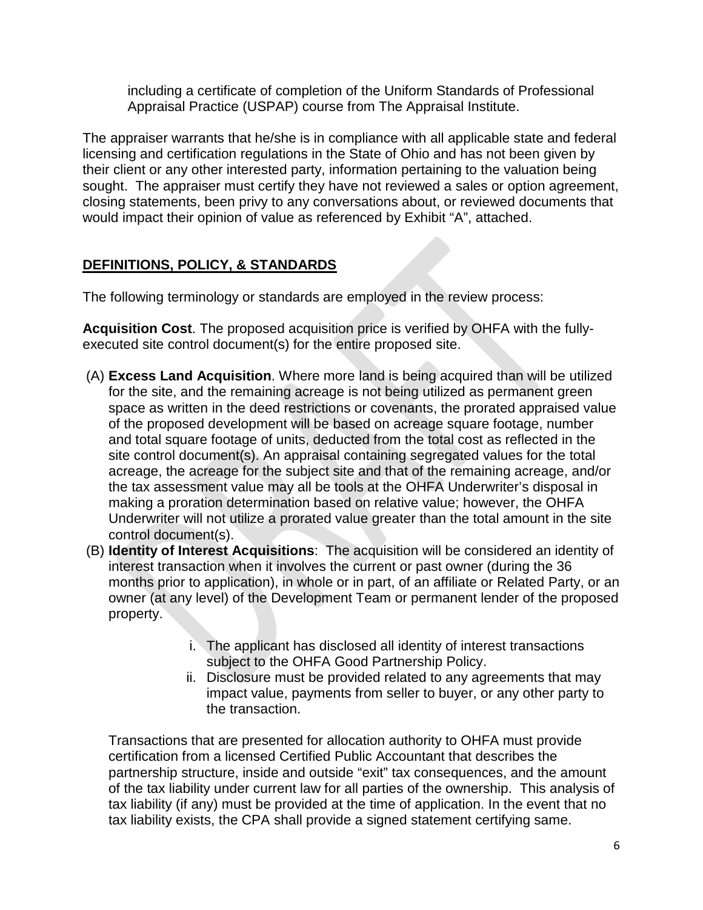including a certificate of completion of the Uniform Standards of Professional Appraisal Practice (USPAP) course from The Appraisal Institute.

The appraiser warrants that he/she is in compliance with all applicable state and federal licensing and certification regulations in the State of Ohio and has not been given by their client or any other interested party, information pertaining to the valuation being sought. The appraiser must certify they have not reviewed a sales or option agreement, closing statements, been privy to any conversations about, or reviewed documents that would impact their opinion of value as referenced by Exhibit "A", attached.

## DEFINITIONS, POLICY, & STANDARDS

The following terminology or standards are employed in the review process:

**Acquisition Cost**. The proposed acquisition price is verified by OHFA with the fully-executed site control document(s) for the entire proposed site.

(A) **Excess Land Acquisition**. Where more land is being acquired than will be utilized for the site, and the remaining acreage is not being utilized as permanent green space as written in the deed restrictions or covenants, the prorated appraised value of the proposed development will be based on acreage square footage, number and total square footage of units, deducted from the total cost as reflected in the site control document(s). An appraisal containing segregated values for the total acreage, the acreage for the subject site and that of the remaining acreage, and/or the tax assessment value may all be tools at the OHFA Underwriter's disposal in making a proration determination based on relative value; however, the OHFA Underwriter will not utilize a prorated value greater than the total amount in the site control document(s).

(B) **Identity of Interest Acquisitions**: The acquisition will be considered an identity of interest transaction when it involves the current or past owner (during the 36 months prior to application), in whole or in part, of an affiliate or Related Party, or an owner (at any level) of the Development Team or permanent lender of the proposed property.

i. The applicant has disclosed all identity of interest transactions subject to the OHFA Good Partnership Policy.
ii. Disclosure must be provided related to any agreements that may impact value, payments from seller to buyer, or any other party to the transaction.

Transactions that are presented for allocation authority to OHFA must provide certification from a licensed Certified Public Accountant that describes the partnership structure, inside and outside "exit" tax consequences, and the amount of the tax liability under current law for all parties of the ownership. This analysis of tax liability (if any) must be provided at the time of application. In the event that no tax liability exists, the CPA shall provide a signed statement certifying same.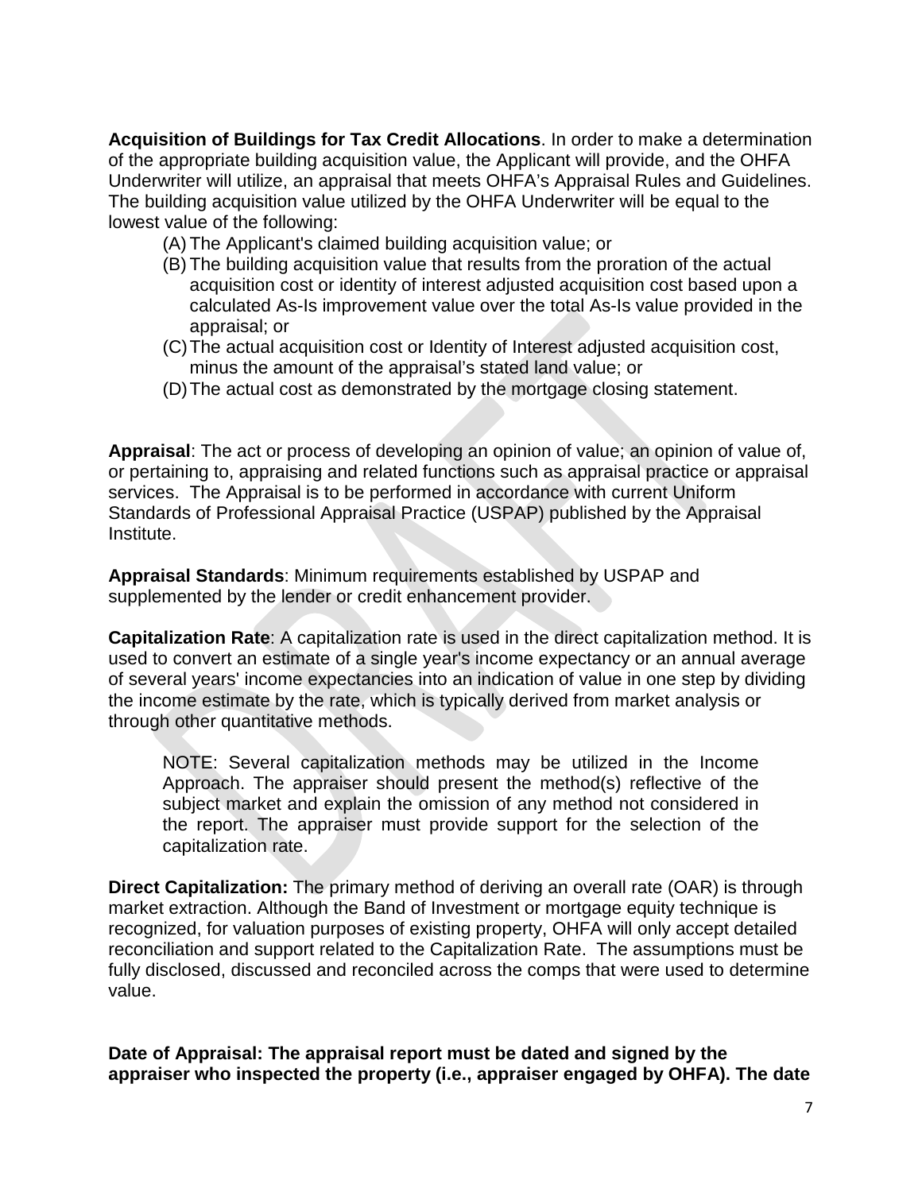**Acquisition of Buildings for Tax Credit Allocations**. In order to make a determination of the appropriate building acquisition value, the Applicant will provide, and the OHFA Underwriter will utilize, an appraisal that meets OHFA's Appraisal Rules and Guidelines. The building acquisition value utilized by the OHFA Underwriter will be equal to the lowest value of the following:

(A) The Applicant's claimed building acquisition value; or

(B) The building acquisition value that results from the proration of the actual acquisition cost or identity of interest adjusted acquisition cost based upon a calculated As-Is improvement value over the total As-Is value provided in the appraisal; or

(C) The actual acquisition cost or Identity of Interest adjusted acquisition cost, minus the amount of the appraisal's stated land value; or

(D) The actual cost as demonstrated by the mortgage closing statement.

**Appraisal**: The act or process of developing an opinion of value; an opinion of value of, or pertaining to, appraising and related functions such as appraisal practice or appraisal services. The Appraisal is to be performed in accordance with current Uniform Standards of Professional Appraisal Practice (USPAP) published by the Appraisal Institute.

**Appraisal Standards**: Minimum requirements established by USPAP and supplemented by the lender or credit enhancement provider.

**Capitalization Rate**: A capitalization rate is used in the direct capitalization method. It is used to convert an estimate of a single year's income expectancy or an annual average of several years' income expectancies into an indication of value in one step by dividing the income estimate by the rate, which is typically derived from market analysis or through other quantitative methods.

> NOTE: Several capitalization methods may be utilized in the Income Approach. The appraiser should present the method(s) reflective of the subject market and explain the omission of any method not considered in the report. The appraiser must provide support for the selection of the capitalization rate.

**Direct Capitalization:** The primary method of deriving an overall rate (OAR) is through market extraction. Although the Band of Investment or mortgage equity technique is recognized, for valuation purposes of existing property, OHFA will only accept detailed reconciliation and support related to the Capitalization Rate. The assumptions must be fully disclosed, discussed and reconciled across the comps that were used to determine value.

**Date of Appraisal: The appraisal report must be dated and signed by the appraiser who inspected the property (i.e., appraiser engaged by OHFA). The date**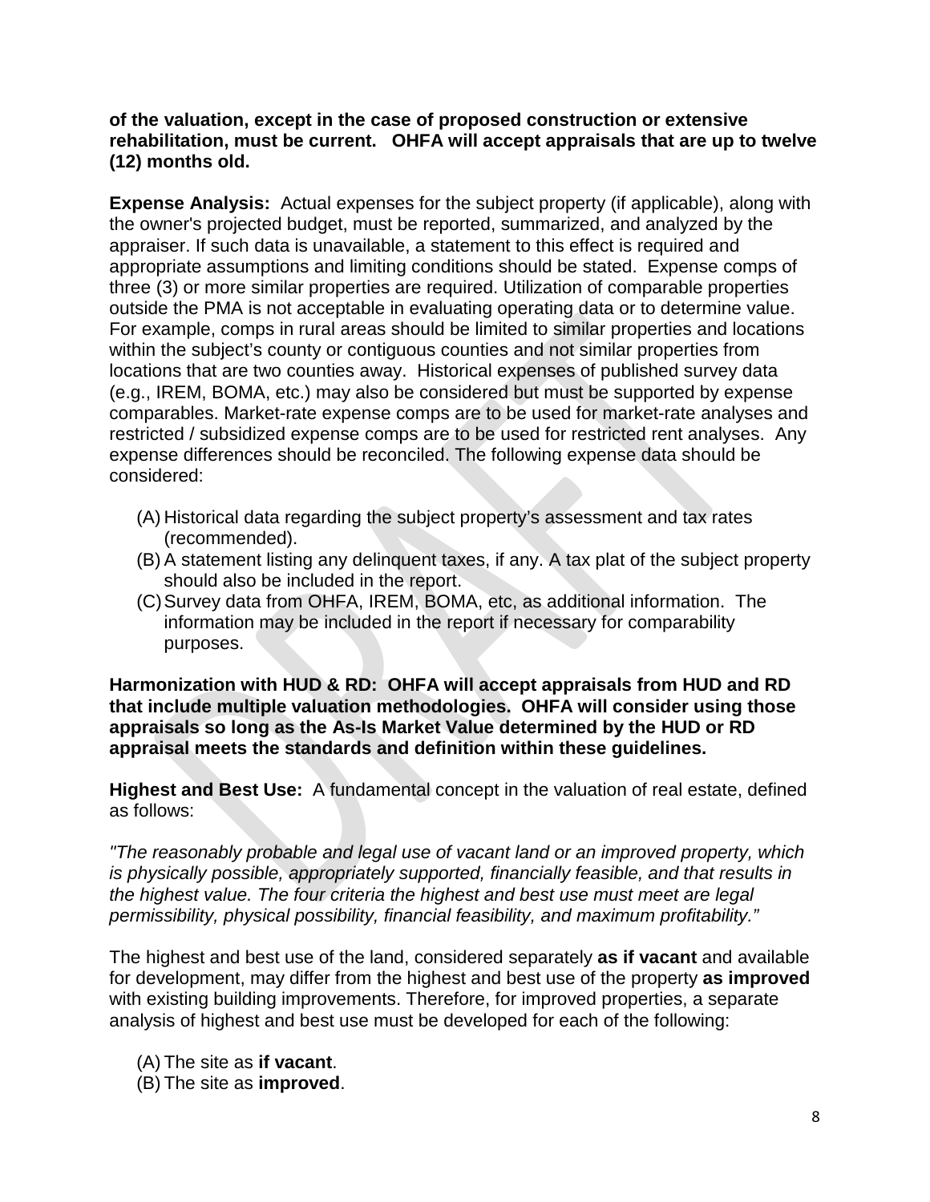**of the valuation, except in the case of proposed construction or extensive rehabilitation, must be current. OHFA will accept appraisals that are up to twelve (12) months old.**

**Expense Analysis:** Actual expenses for the subject property (if applicable), along with the owner's projected budget, must be reported, summarized, and analyzed by the appraiser. If such data is unavailable, a statement to this effect is required and appropriate assumptions and limiting conditions should be stated. Expense comps of three (3) or more similar properties are required. Utilization of comparable properties outside the PMA is not acceptable in evaluating operating data or to determine value. For example, comps in rural areas should be limited to similar properties and locations within the subject's county or contiguous counties and not similar properties from locations that are two counties away. Historical expenses of published survey data (e.g., IREM, BOMA, etc.) may also be considered but must be supported by expense comparables. Market-rate expense comps are to be used for market-rate analyses and restricted / subsidized expense comps are to be used for restricted rent analyses. Any expense differences should be reconciled. The following expense data should be considered:

(A) Historical data regarding the subject property's assessment and tax rates (recommended).
(B) A statement listing any delinquent taxes, if any. A tax plat of the subject property should also be included in the report.
(C) Survey data from OHFA, IREM, BOMA, etc, as additional information. The information may be included in the report if necessary for comparability purposes.

**Harmonization with HUD & RD: OHFA will accept appraisals from HUD and RD that include multiple valuation methodologies. OHFA will consider using those appraisals so long as the As-Is Market Value determined by the HUD or RD appraisal meets the standards and definition within these guidelines.**

**Highest and Best Use:** A fundamental concept in the valuation of real estate, defined as follows:

*"The reasonably probable and legal use of vacant land or an improved property, which is physically possible, appropriately supported, financially feasible, and that results in the highest value. The four criteria the highest and best use must meet are legal permissibility, physical possibility, financial feasibility, and maximum profitability."*

The highest and best use of the land, considered separately **as if vacant** and available for development, may differ from the highest and best use of the property **as improved** with existing building improvements. Therefore, for improved properties, a separate analysis of highest and best use must be developed for each of the following:

(A) The site as **if vacant**.
(B) The site as **improved**.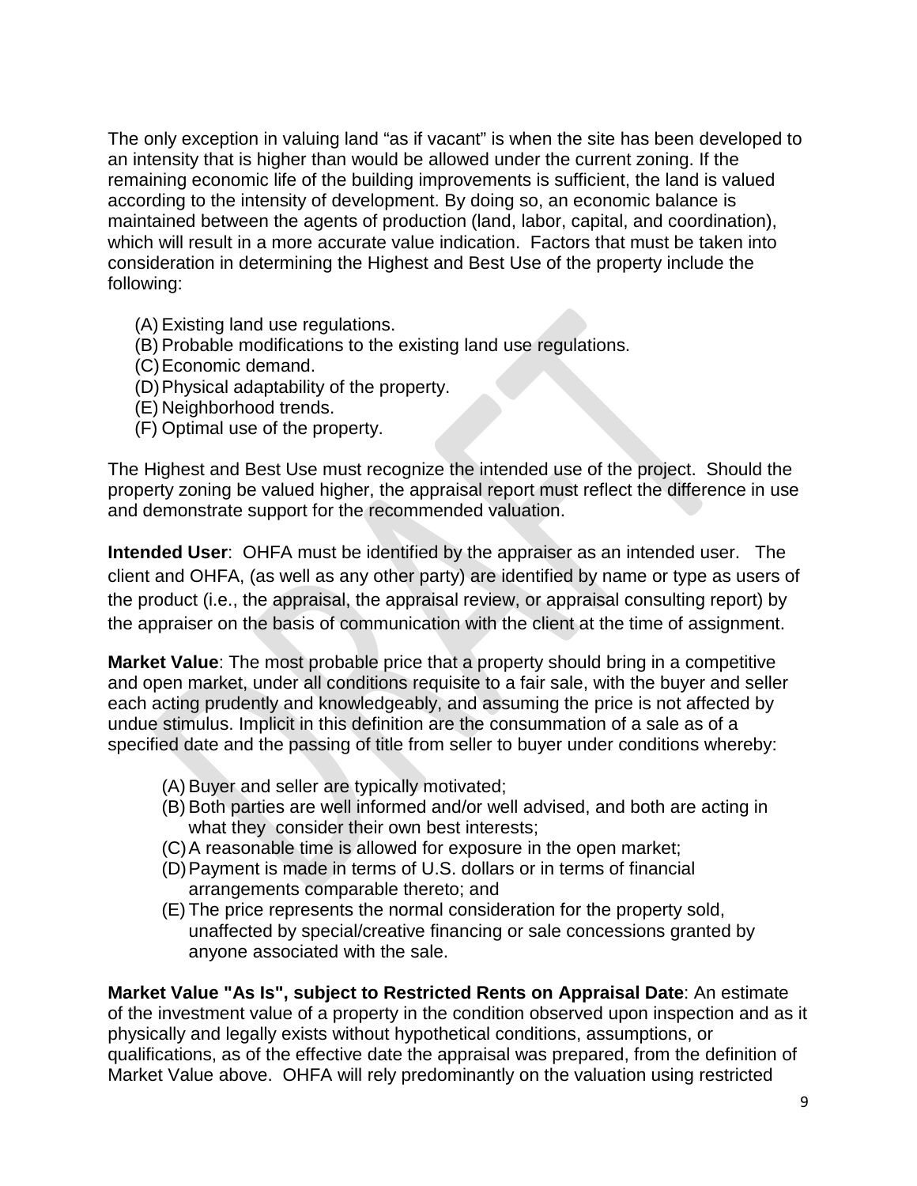The only exception in valuing land "as if vacant" is when the site has been developed to an intensity that is higher than would be allowed under the current zoning. If the remaining economic life of the building improvements is sufficient, the land is valued according to the intensity of development. By doing so, an economic balance is maintained between the agents of production (land, labor, capital, and coordination), which will result in a more accurate value indication. Factors that must be taken into consideration in determining the Highest and Best Use of the property include the following:

(A) Existing land use regulations.
(B) Probable modifications to the existing land use regulations.
(C) Economic demand.
(D) Physical adaptability of the property.
(E) Neighborhood trends.
(F) Optimal use of the property.

The Highest and Best Use must recognize the intended use of the project. Should the property zoning be valued higher, the appraisal report must reflect the difference in use and demonstrate support for the recommended valuation.

**Intended User**: OHFA must be identified by the appraiser as an intended user. The client and OHFA, (as well as any other party) are identified by name or type as users of the product (i.e., the appraisal, the appraisal review, or appraisal consulting report) by the appraiser on the basis of communication with the client at the time of assignment.

**Market Value**: The most probable price that a property should bring in a competitive and open market, under all conditions requisite to a fair sale, with the buyer and seller each acting prudently and knowledgeably, and assuming the price is not affected by undue stimulus. Implicit in this definition are the consummation of a sale as of a specified date and the passing of title from seller to buyer under conditions whereby:

(A) Buyer and seller are typically motivated;
(B) Both parties are well informed and/or well advised, and both are acting in what they consider their own best interests;
(C) A reasonable time is allowed for exposure in the open market;
(D) Payment is made in terms of U.S. dollars or in terms of financial arrangements comparable thereto; and
(E) The price represents the normal consideration for the property sold, unaffected by special/creative financing or sale concessions granted by anyone associated with the sale.

**Market Value "As Is", subject to Restricted Rents on Appraisal Date**: An estimate of the investment value of a property in the condition observed upon inspection and as it physically and legally exists without hypothetical conditions, assumptions, or qualifications, as of the effective date the appraisal was prepared, from the definition of Market Value above. OHFA will rely predominantly on the valuation using restricted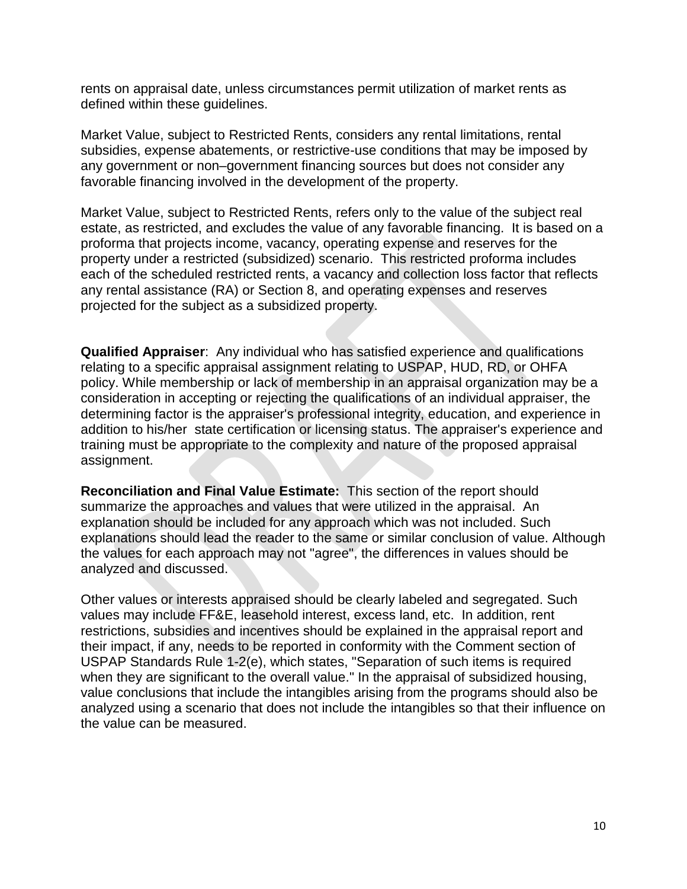rents on appraisal date, unless circumstances permit utilization of market rents as defined within these guidelines.

Market Value, subject to Restricted Rents, considers any rental limitations, rental subsidies, expense abatements, or restrictive-use conditions that may be imposed by any government or non–government financing sources but does not consider any favorable financing involved in the development of the property.

Market Value, subject to Restricted Rents, refers only to the value of the subject real estate, as restricted, and excludes the value of any favorable financing. It is based on a proforma that projects income, vacancy, operating expense and reserves for the property under a restricted (subsidized) scenario. This restricted proforma includes each of the scheduled restricted rents, a vacancy and collection loss factor that reflects any rental assistance (RA) or Section 8, and operating expenses and reserves projected for the subject as a subsidized property.

**Qualified Appraiser**: Any individual who has satisfied experience and qualifications relating to a specific appraisal assignment relating to USPAP, HUD, RD, or OHFA policy. While membership or lack of membership in an appraisal organization may be a consideration in accepting or rejecting the qualifications of an individual appraiser, the determining factor is the appraiser's professional integrity, education, and experience in addition to his/her state certification or licensing status. The appraiser's experience and training must be appropriate to the complexity and nature of the proposed appraisal assignment.

**Reconciliation and Final Value Estimate:** This section of the report should summarize the approaches and values that were utilized in the appraisal. An explanation should be included for any approach which was not included. Such explanations should lead the reader to the same or similar conclusion of value. Although the values for each approach may not "agree", the differences in values should be analyzed and discussed.

Other values or interests appraised should be clearly labeled and segregated. Such values may include FF&E, leasehold interest, excess land, etc. In addition, rent restrictions, subsidies and incentives should be explained in the appraisal report and their impact, if any, needs to be reported in conformity with the Comment section of USPAP Standards Rule 1-2(e), which states, "Separation of such items is required when they are significant to the overall value." In the appraisal of subsidized housing, value conclusions that include the intangibles arising from the programs should also be analyzed using a scenario that does not include the intangibles so that their influence on the value can be measured.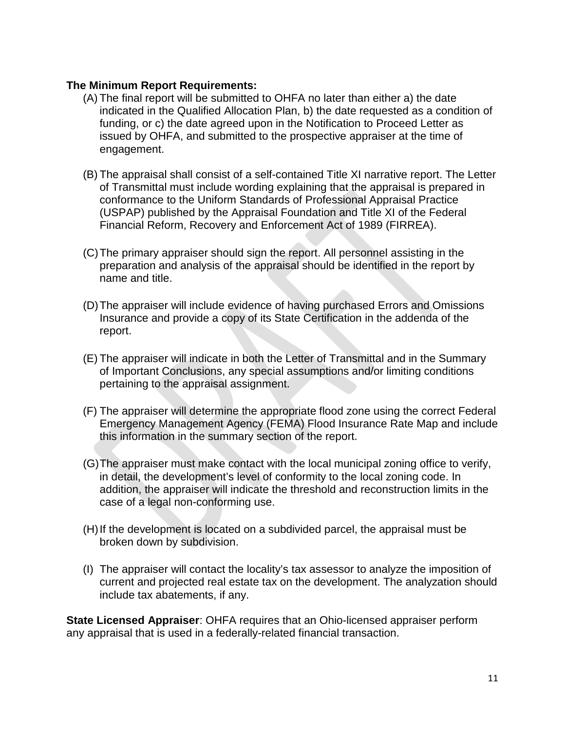**The Minimum Report Requirements:**

(A) The final report will be submitted to OHFA no later than either a) the date indicated in the Qualified Allocation Plan, b) the date requested as a condition of funding, or c) the date agreed upon in the Notification to Proceed Letter as issued by OHFA, and submitted to the prospective appraiser at the time of engagement.

(B) The appraisal shall consist of a self-contained Title XI narrative report. The Letter of Transmittal must include wording explaining that the appraisal is prepared in conformance to the Uniform Standards of Professional Appraisal Practice (USPAP) published by the Appraisal Foundation and Title XI of the Federal Financial Reform, Recovery and Enforcement Act of 1989 (FIRREA).

(C) The primary appraiser should sign the report. All personnel assisting in the preparation and analysis of the appraisal should be identified in the report by name and title.

(D) The appraiser will include evidence of having purchased Errors and Omissions Insurance and provide a copy of its State Certification in the addenda of the report.

(E) The appraiser will indicate in both the Letter of Transmittal and in the Summary of Important Conclusions, any special assumptions and/or limiting conditions pertaining to the appraisal assignment.

(F) The appraiser will determine the appropriate flood zone using the correct Federal Emergency Management Agency (FEMA) Flood Insurance Rate Map and include this information in the summary section of the report.

(G) The appraiser must make contact with the local municipal zoning office to verify, in detail, the development's level of conformity to the local zoning code. In addition, the appraiser will indicate the threshold and reconstruction limits in the case of a legal non-conforming use.

(H) If the development is located on a subdivided parcel, the appraisal must be broken down by subdivision.

(I) The appraiser will contact the locality's tax assessor to analyze the imposition of current and projected real estate tax on the development. The analyzation should include tax abatements, if any.

**State Licensed Appraiser**: OHFA requires that an Ohio-licensed appraiser perform any appraisal that is used in a federally-related financial transaction.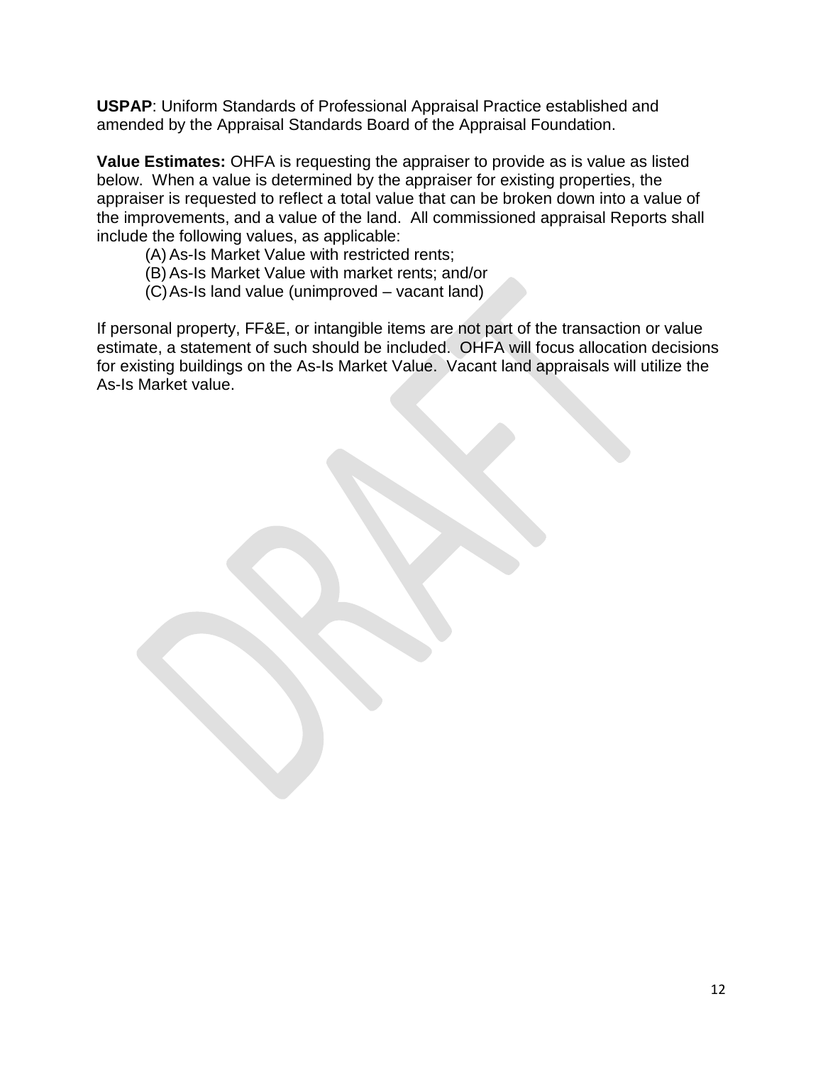**USPAP**: Uniform Standards of Professional Appraisal Practice established and amended by the Appraisal Standards Board of the Appraisal Foundation.

**Value Estimates:** OHFA is requesting the appraiser to provide as is value as listed below. When a value is determined by the appraiser for existing properties, the appraiser is requested to reflect a total value that can be broken down into a value of the improvements, and a value of the land. All commissioned appraisal Reports shall include the following values, as applicable:

(A) As-Is Market Value with restricted rents;
(B) As-Is Market Value with market rents; and/or
(C) As-Is land value (unimproved – vacant land)

If personal property, FF&E, or intangible items are not part of the transaction or value estimate, a statement of such should be included. OHFA will focus allocation decisions for existing buildings on the As-Is Market Value. Vacant land appraisals will utilize the As-Is Market value.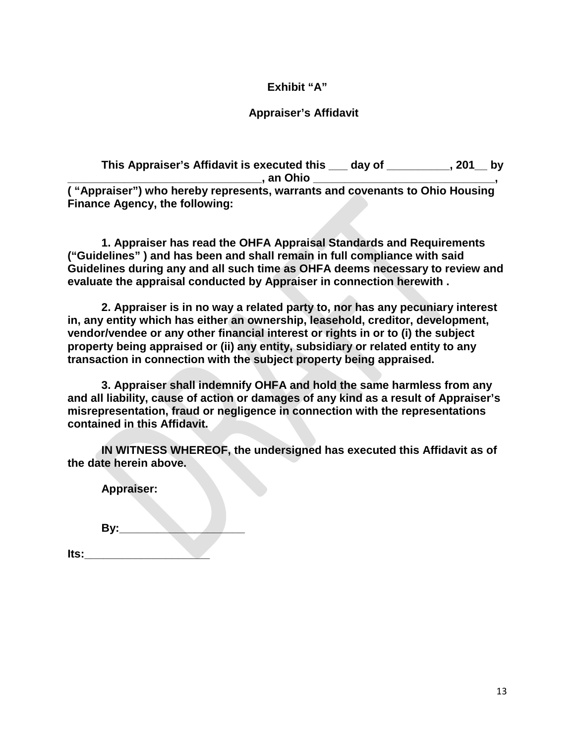**Exhibit "A"**

**Appraiser's Affidavit**

**This Appraiser's Affidavit is executed this ___ day of __________, 201__ by _______________________________, an Ohio _____________________________, ( "Appraiser") who hereby represents, warrants and covenants to Ohio Housing Finance Agency, the following:**

**1. Appraiser has read the OHFA Appraisal Standards and Requirements ("Guidelines" ) and has been and shall remain in full compliance with said Guidelines during any and all such time as OHFA deems necessary to review and evaluate the appraisal conducted by Appraiser in connection herewith .**

**2. Appraiser is in no way a related party to, nor has any pecuniary interest in, any entity which has either an ownership, leasehold, creditor, development, vendor/vendee or any other financial interest or rights in or to (i) the subject property being appraised or (ii) any entity, subsidiary or related entity to any transaction in connection with the subject property being appraised.**

**3. Appraiser shall indemnify OHFA and hold the same harmless from any and all liability, cause of action or damages of any kind as a result of Appraiser's misrepresentation, fraud or negligence in connection with the representations contained in this Affidavit.**

**IN WITNESS WHEREOF, the undersigned has executed this Affidavit as of the date herein above.**

**Appraiser:**

**By:____________________**

**Its:____________________**